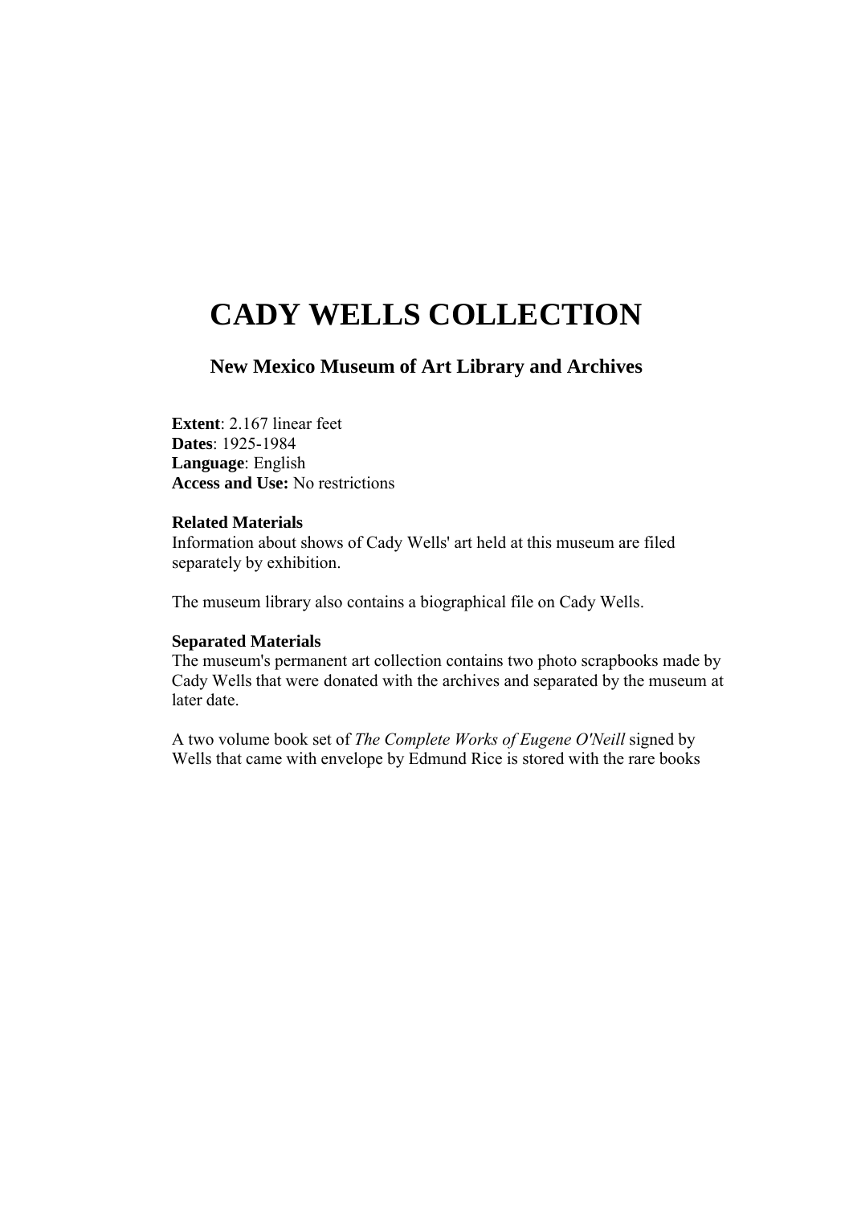# CADY WELLS COLLECTION

## New Mexico Museum of Art Library and Archives

**Extent**: 2.167 linear feet
**Dates**: 1925-1984
**Language**: English
**Access and Use:** No restrictions

**Related Materials**
Information about shows of Cady Wells' art held at this museum are filed separately by exhibition.

The museum library also contains a biographical file on Cady Wells.

**Separated Materials**
The museum's permanent art collection contains two photo scrapbooks made by Cady Wells that were donated with the archives and separated by the museum at later date.

A two volume book set of *The Complete Works of Eugene O'Neill* signed by Wells that came with envelope by Edmund Rice is stored with the rare books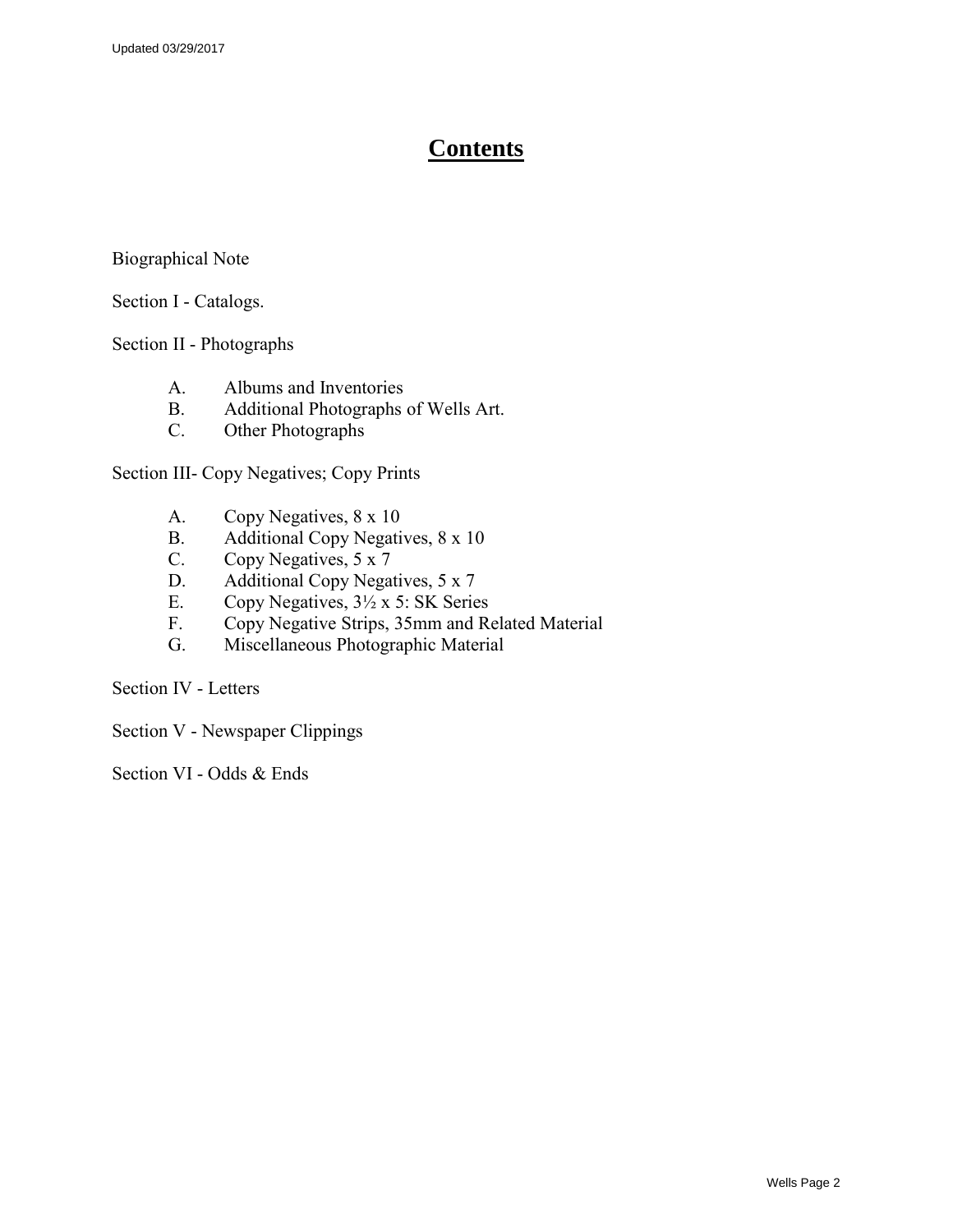# Contents

Biographical Note

Section I - Catalogs.

Section II - Photographs

- A. Albums and Inventories
- B. Additional Photographs of Wells Art.
- C. Other Photographs

Section III- Copy Negatives; Copy Prints

- A. Copy Negatives, 8 x 10
- B. Additional Copy Negatives, 8 x 10
- C. Copy Negatives, 5 x 7
- D. Additional Copy Negatives, 5 x 7
- E. Copy Negatives, 3½ x 5: SK Series
- F. Copy Negative Strips, 35mm and Related Material
- G. Miscellaneous Photographic Material

Section IV - Letters

Section V - Newspaper Clippings

Section VI - Odds & Ends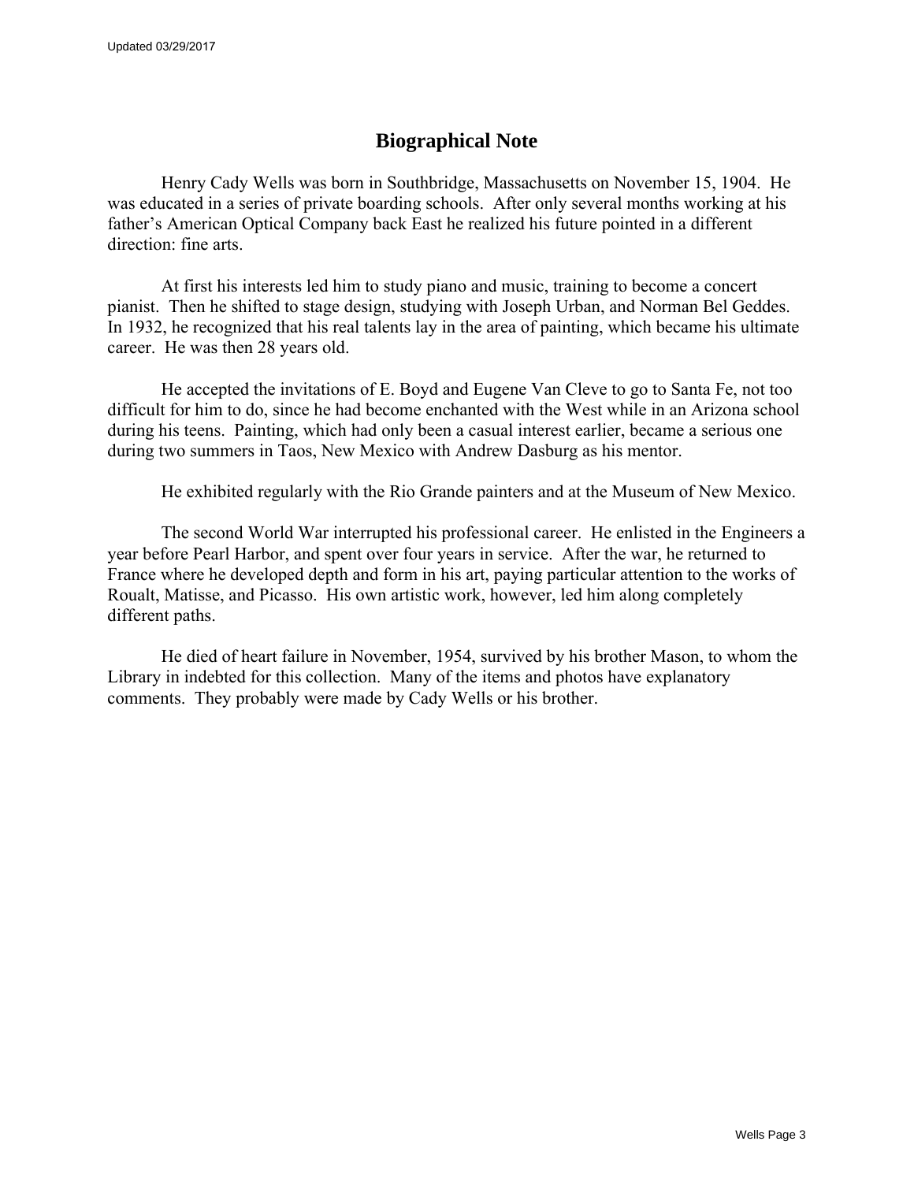# Biographical Note

Henry Cady Wells was born in Southbridge, Massachusetts on November 15, 1904. He was educated in a series of private boarding schools. After only several months working at his father's American Optical Company back East he realized his future pointed in a different direction: fine arts.

At first his interests led him to study piano and music, training to become a concert pianist. Then he shifted to stage design, studying with Joseph Urban, and Norman Bel Geddes. In 1932, he recognized that his real talents lay in the area of painting, which became his ultimate career. He was then 28 years old.

He accepted the invitations of E. Boyd and Eugene Van Cleve to go to Santa Fe, not too difficult for him to do, since he had become enchanted with the West while in an Arizona school during his teens. Painting, which had only been a casual interest earlier, became a serious one during two summers in Taos, New Mexico with Andrew Dasburg as his mentor.

He exhibited regularly with the Rio Grande painters and at the Museum of New Mexico.

The second World War interrupted his professional career. He enlisted in the Engineers a year before Pearl Harbor, and spent over four years in service. After the war, he returned to France where he developed depth and form in his art, paying particular attention to the works of Roualt, Matisse, and Picasso. His own artistic work, however, led him along completely different paths.

He died of heart failure in November, 1954, survived by his brother Mason, to whom the Library in indebted for this collection. Many of the items and photos have explanatory comments. They probably were made by Cady Wells or his brother.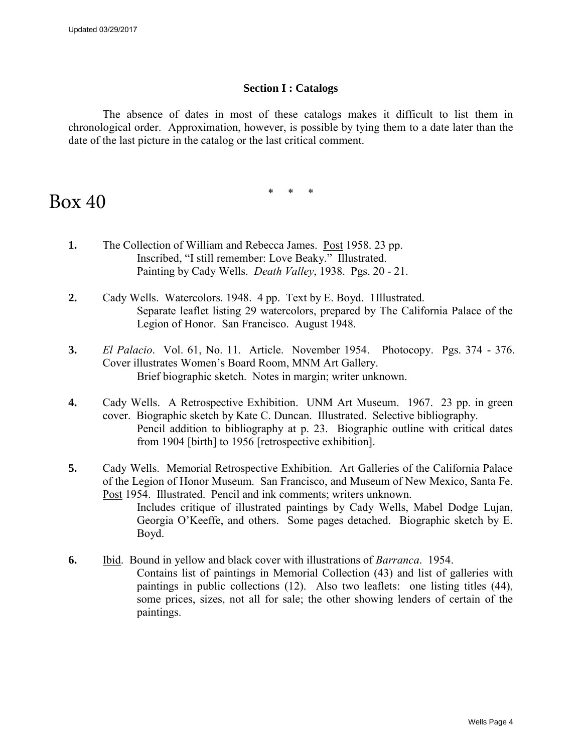## Section I : Catalogs

The absence of dates in most of these catalogs makes it difficult to list them in chronological order. Approximation, however, is possible by tying them to a date later than the date of the last picture in the catalog or the last critical comment.

\*   \*   \*

# Box 40

**1.** The Collection of William and Rebecca James. <u>Post</u> 1958. 23 pp.
Inscribed, "I still remember: Love Beaky." Illustrated.
Painting by Cady Wells. *Death Valley*, 1938. Pgs. 20 - 21.

**2.** Cady Wells. Watercolors. 1948. 4 pp. Text by E. Boyd. 1Illustrated.
Separate leaflet listing 29 watercolors, prepared by The California Palace of the Legion of Honor. San Francisco. August 1948.

**3.** *El Palacio*. Vol. 61, No. 11. Article. November 1954. Photocopy. Pgs. 374 - 376. Cover illustrates Women's Board Room, MNM Art Gallery.
Brief biographic sketch. Notes in margin; writer unknown.

**4.** Cady Wells. A Retrospective Exhibition. UNM Art Museum. 1967. 23 pp. in green cover. Biographic sketch by Kate C. Duncan. Illustrated. Selective bibliography.
Pencil addition to bibliography at p. 23. Biographic outline with critical dates from 1904 [birth] to 1956 [retrospective exhibition].

**5.** Cady Wells. Memorial Retrospective Exhibition. Art Galleries of the California Palace of the Legion of Honor Museum. San Francisco, and Museum of New Mexico, Santa Fe. <u>Post</u> 1954. Illustrated. Pencil and ink comments; writers unknown.
Includes critique of illustrated paintings by Cady Wells, Mabel Dodge Lujan, Georgia O'Keeffe, and others. Some pages detached. Biographic sketch by E. Boyd.

**6.** <u>Ibid</u>. Bound in yellow and black cover with illustrations of *Barranca*. 1954.
Contains list of paintings in Memorial Collection (43) and list of galleries with paintings in public collections (12). Also two leaflets: one listing titles (44), some prices, sizes, not all for sale; the other showing lenders of certain of the paintings.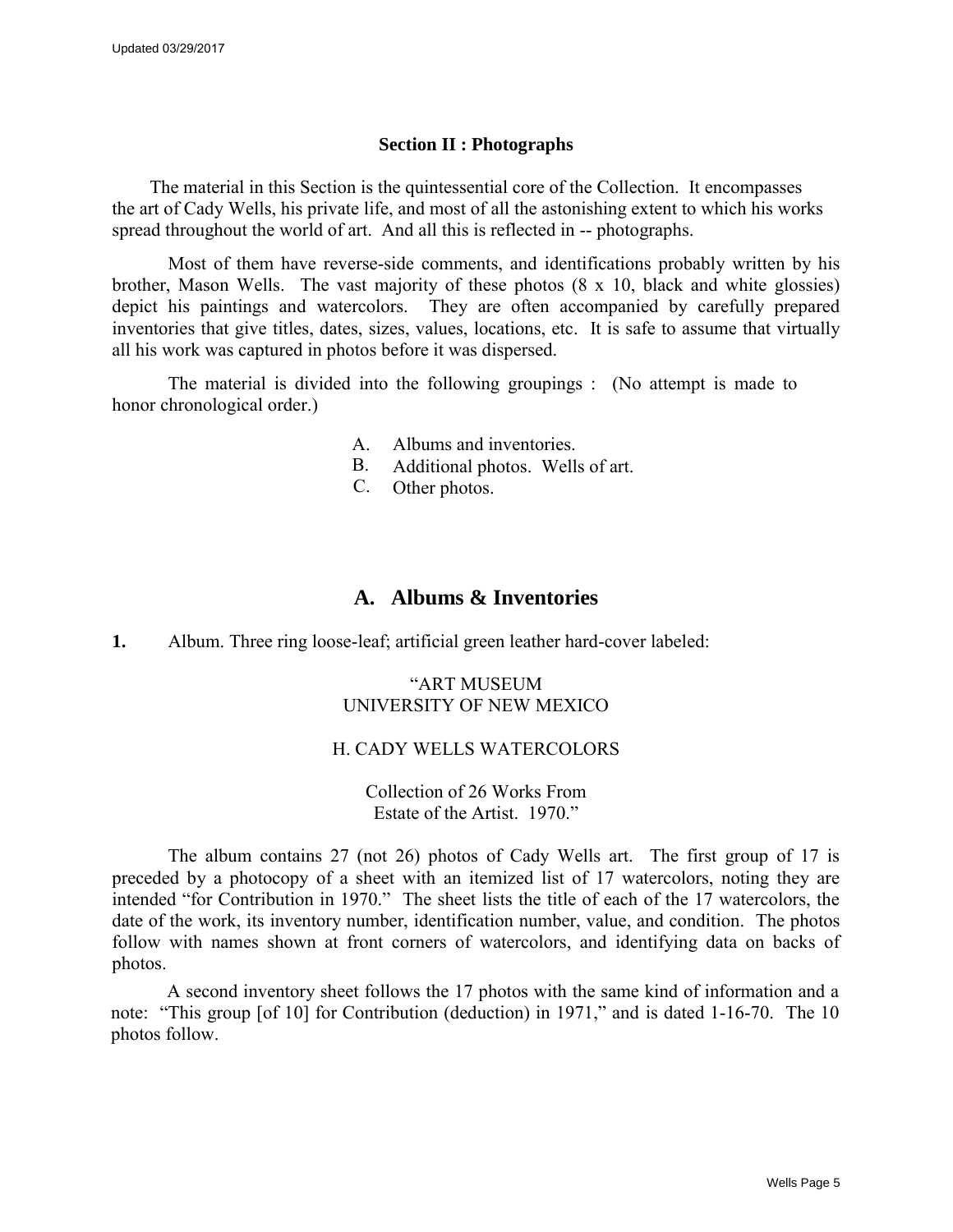## Section II : Photographs

The material in this Section is the quintessential core of the Collection. It encompasses the art of Cady Wells, his private life, and most of all the astonishing extent to which his works spread throughout the world of art. And all this is reflected in -- photographs.

Most of them have reverse-side comments, and identifications probably written by his brother, Mason Wells. The vast majority of these photos (8 x 10, black and white glossies) depict his paintings and watercolors. They are often accompanied by carefully prepared inventories that give titles, dates, sizes, values, locations, etc. It is safe to assume that virtually all his work was captured in photos before it was dispersed.

The material is divided into the following groupings : (No attempt is made to honor chronological order.)

A. Albums and inventories.
B. Additional photos. Wells of art.
C. Other photos.

# A. Albums & Inventories

**1.** Album. Three ring loose-leaf; artificial green leather hard-cover labeled:

"ART MUSEUM
UNIVERSITY OF NEW MEXICO

H. CADY WELLS WATERCOLORS

Collection of 26 Works From
Estate of the Artist. 1970."

The album contains 27 (not 26) photos of Cady Wells art. The first group of 17 is preceded by a photocopy of a sheet with an itemized list of 17 watercolors, noting they are intended "for Contribution in 1970." The sheet lists the title of each of the 17 watercolors, the date of the work, its inventory number, identification number, value, and condition. The photos follow with names shown at front corners of watercolors, and identifying data on backs of photos.

A second inventory sheet follows the 17 photos with the same kind of information and a note: "This group [of 10] for Contribution (deduction) in 1971," and is dated 1-16-70. The 10 photos follow.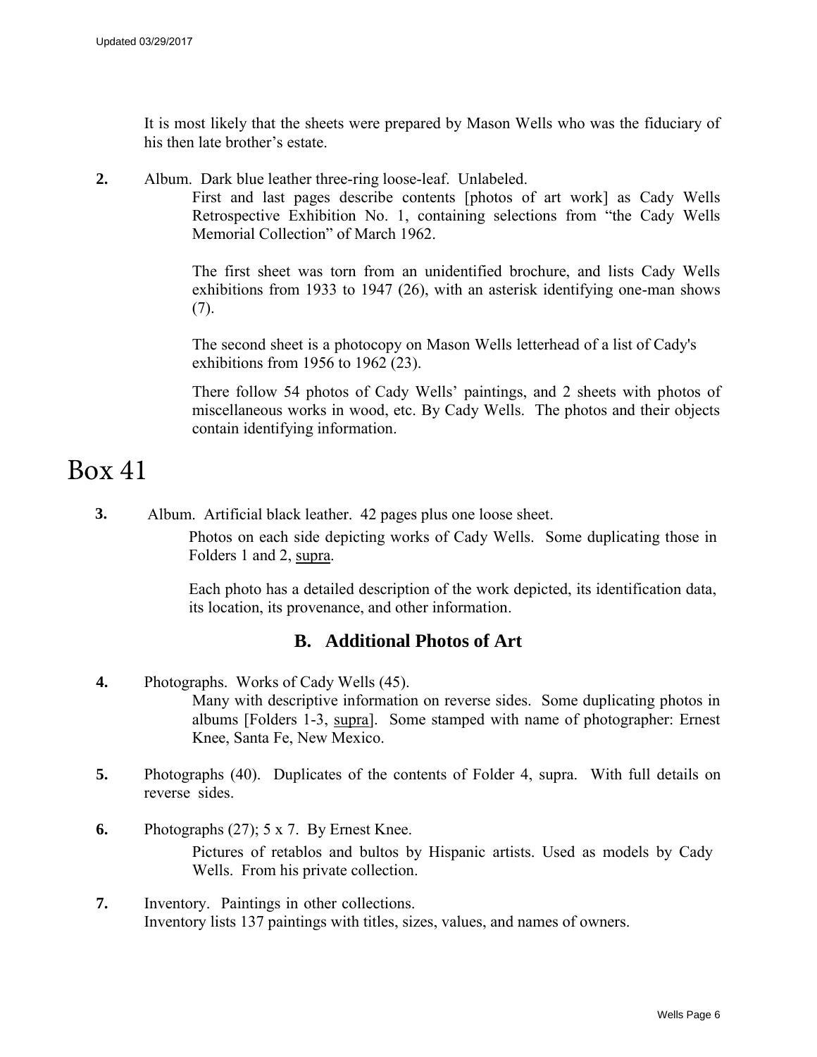It is most likely that the sheets were prepared by Mason Wells who was the fiduciary of his then late brother's estate.

**2.** Album. Dark blue leather three-ring loose-leaf. Unlabeled.

First and last pages describe contents [photos of art work] as Cady Wells Retrospective Exhibition No. 1, containing selections from "the Cady Wells Memorial Collection" of March 1962.

The first sheet was torn from an unidentified brochure, and lists Cady Wells exhibitions from 1933 to 1947 (26), with an asterisk identifying one-man shows (7).

The second sheet is a photocopy on Mason Wells letterhead of a list of Cady's exhibitions from 1956 to 1962 (23).

There follow 54 photos of Cady Wells' paintings, and 2 sheets with photos of miscellaneous works in wood, etc. By Cady Wells. The photos and their objects contain identifying information.

# Box 41

**3.** Album. Artificial black leather. 42 pages plus one loose sheet.

Photos on each side depicting works of Cady Wells. Some duplicating those in Folders 1 and 2, supra.

Each photo has a detailed description of the work depicted, its identification data, its location, its provenance, and other information.

## B. Additional Photos of Art

**4.** Photographs. Works of Cady Wells (45).

Many with descriptive information on reverse sides. Some duplicating photos in albums [Folders 1-3, supra]. Some stamped with name of photographer: Ernest Knee, Santa Fe, New Mexico.

**5.** Photographs (40). Duplicates of the contents of Folder 4, supra. With full details on reverse sides.

**6.** Photographs (27); 5 x 7. By Ernest Knee.

Pictures of retablos and bultos by Hispanic artists. Used as models by Cady Wells. From his private collection.

**7.** Inventory. Paintings in other collections.
Inventory lists 137 paintings with titles, sizes, values, and names of owners.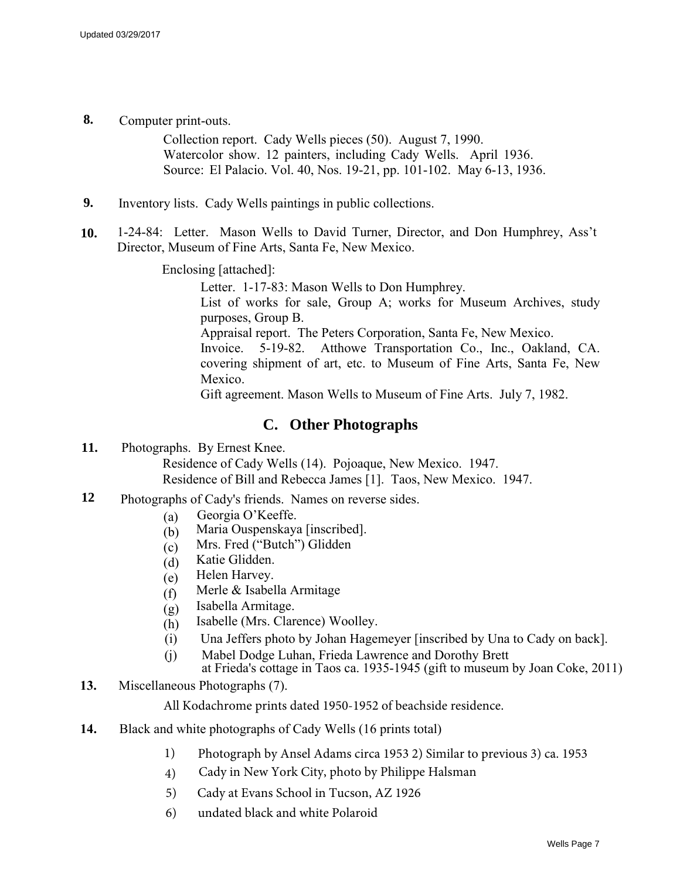**8.** Computer print-outs.

Collection report. Cady Wells pieces (50). August 7, 1990.
Watercolor show. 12 painters, including Cady Wells. April 1936.
Source: El Palacio. Vol. 40, Nos. 19-21, pp. 101-102. May 6-13, 1936.

**9.** Inventory lists. Cady Wells paintings in public collections.

**10.** 1-24-84: Letter. Mason Wells to David Turner, Director, and Don Humphrey, Ass't Director, Museum of Fine Arts, Santa Fe, New Mexico.

Enclosing [attached]:

Letter. 1-17-83: Mason Wells to Don Humphrey.
List of works for sale, Group A; works for Museum Archives, study purposes, Group B.
Appraisal report. The Peters Corporation, Santa Fe, New Mexico.
Invoice. 5-19-82. Atthowe Transportation Co., Inc., Oakland, CA. covering shipment of art, etc. to Museum of Fine Arts, Santa Fe, New Mexico.
Gift agreement. Mason Wells to Museum of Fine Arts. July 7, 1982.

## C. Other Photographs

**11.** Photographs. By Ernest Knee.

Residence of Cady Wells (14). Pojoaque, New Mexico. 1947.
Residence of Bill and Rebecca James [1]. Taos, New Mexico. 1947.

**12** Photographs of Cady's friends. Names on reverse sides.

(a) Georgia O'Keeffe.
(b) Maria Ouspenskaya [inscribed].
(c) Mrs. Fred ("Butch") Glidden
(d) Katie Glidden.
(e) Helen Harvey.
(f) Merle & Isabella Armitage
(g) Isabella Armitage.
(h) Isabelle (Mrs. Clarence) Woolley.
(i) Una Jeffers photo by Johan Hagemeyer [inscribed by Una to Cady on back].
(j) Mabel Dodge Luhan, Frieda Lawrence and Dorothy Brett at Frieda's cottage in Taos ca. 1935-1945 (gift to museum by Joan Coke, 2011)

**13.** Miscellaneous Photographs (7).

All Kodachrome prints dated 1950-1952 of beachside residence.

**14.** Black and white photographs of Cady Wells (16 prints total)

1) Photograph by Ansel Adams circa 1953 2) Similar to previous 3) ca. 1953
4) Cady in New York City, photo by Philippe Halsman
5) Cady at Evans School in Tucson, AZ 1926
6) undated black and white Polaroid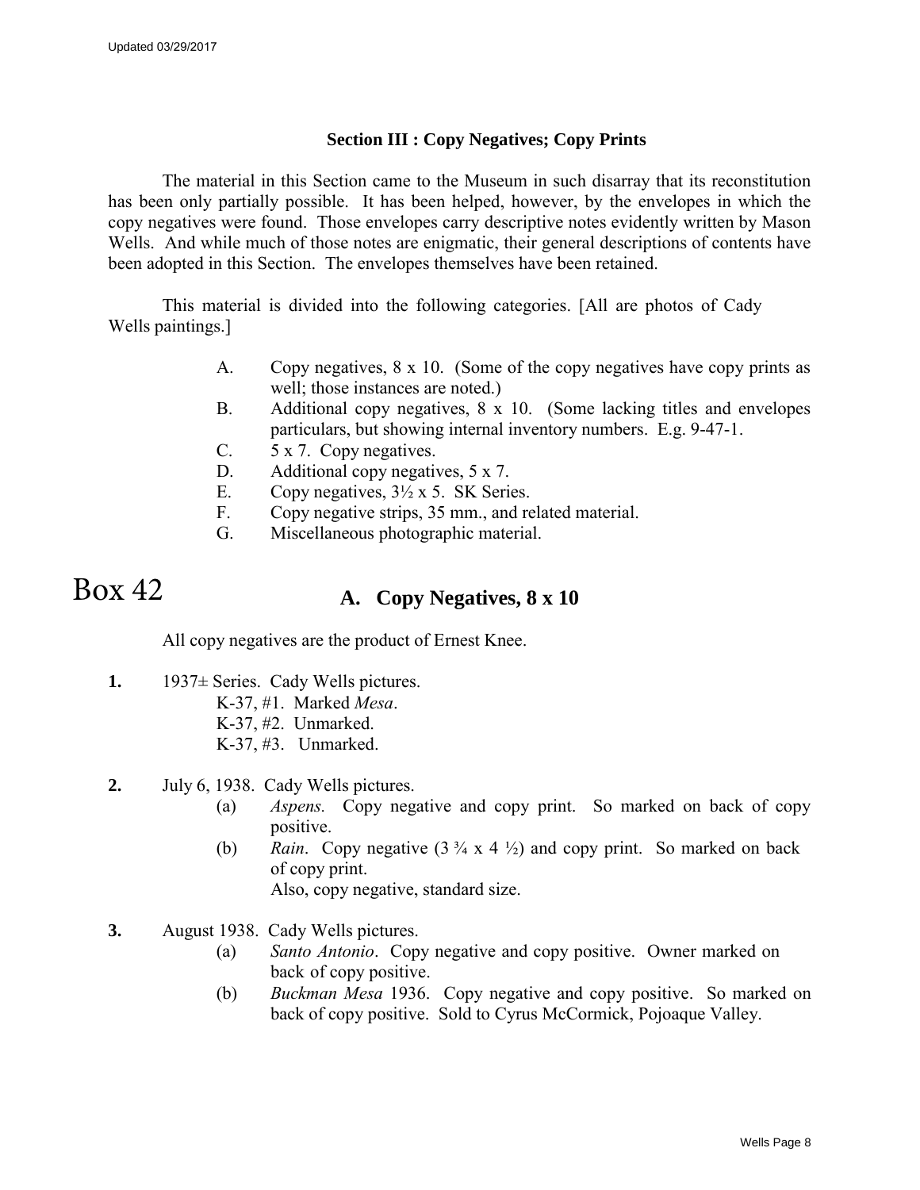### Section III : Copy Negatives; Copy Prints

The material in this Section came to the Museum in such disarray that its reconstitution has been only partially possible. It has been helped, however, by the envelopes in which the copy negatives were found. Those envelopes carry descriptive notes evidently written by Mason Wells. And while much of those notes are enigmatic, their general descriptions of contents have been adopted in this Section. The envelopes themselves have been retained.

This material is divided into the following categories. [All are photos of Cady Wells paintings.]

- A. Copy negatives, 8 x 10. (Some of the copy negatives have copy prints as well; those instances are noted.)
- B. Additional copy negatives, 8 x 10. (Some lacking titles and envelopes particulars, but showing internal inventory numbers. E.g. 9-47-1.
- C. 5 x 7. Copy negatives.
- D. Additional copy negatives, 5 x 7.
- E. Copy negatives, 3½ x 5. SK Series.
- F. Copy negative strips, 35 mm., and related material.
- G. Miscellaneous photographic material.

# Box 42

## A. Copy Negatives, 8 x 10

All copy negatives are the product of Ernest Knee.

**1.** 1937± Series. Cady Wells pictures.
K-37, #1. Marked *Mesa*.
K-37, #2. Unmarked.
K-37, #3. Unmarked.

**2.** July 6, 1938. Cady Wells pictures.
- (a) *Aspens*. Copy negative and copy print. So marked on back of copy positive.
- (b) *Rain*. Copy negative (3 ¾ x 4 ½) and copy print. So marked on back of copy print.
  Also, copy negative, standard size.

**3.** August 1938. Cady Wells pictures.
- (a) *Santo Antonio*. Copy negative and copy positive. Owner marked on back of copy positive.
- (b) *Buckman Mesa* 1936. Copy negative and copy positive. So marked on back of copy positive. Sold to Cyrus McCormick, Pojoaque Valley.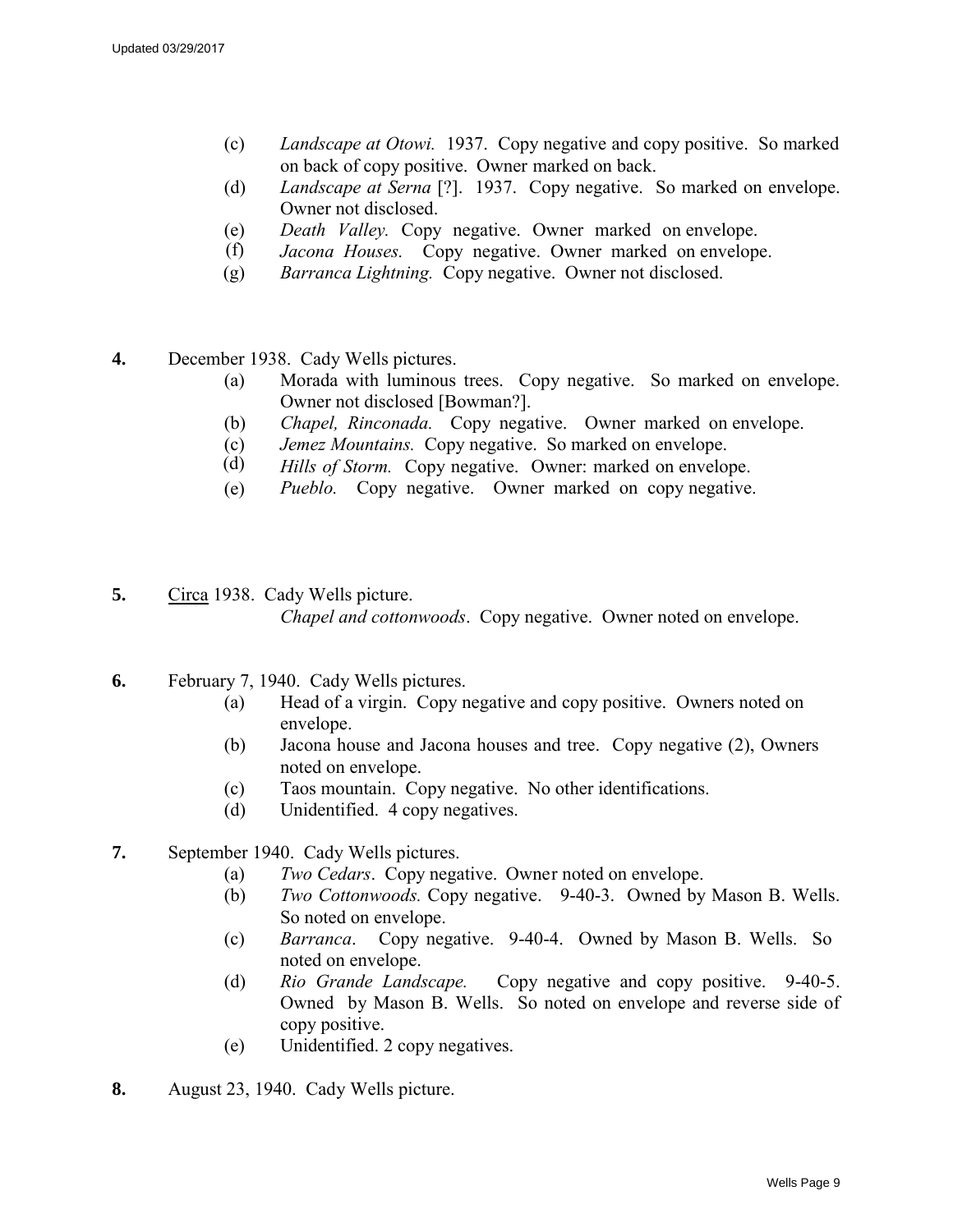(c) *Landscape at Otowi.* 1937. Copy negative and copy positive. So marked on back of copy positive. Owner marked on back.

(d) *Landscape at Serna* [?]. 1937. Copy negative. So marked on envelope. Owner not disclosed.

(e) *Death Valley.* Copy negative. Owner marked on envelope.

(f) *Jacona Houses.* Copy negative. Owner marked on envelope.

(g) *Barranca Lightning.* Copy negative. Owner not disclosed.

**4.** December 1938. Cady Wells pictures.

(a) Morada with luminous trees. Copy negative. So marked on envelope. Owner not disclosed [Bowman?].

(b) *Chapel, Rinconada.* Copy negative. Owner marked on envelope.

(c) *Jemez Mountains.* Copy negative. So marked on envelope.

(d) *Hills of Storm.* Copy negative. Owner: marked on envelope.

(e) *Pueblo.* Copy negative. Owner marked on copy negative.

**5.** Circa 1938. Cady Wells picture.

*Chapel and cottonwoods*. Copy negative. Owner noted on envelope.

**6.** February 7, 1940. Cady Wells pictures.

(a) Head of a virgin. Copy negative and copy positive. Owners noted on envelope.

(b) Jacona house and Jacona houses and tree. Copy negative (2), Owners noted on envelope.

(c) Taos mountain. Copy negative. No other identifications.

(d) Unidentified. 4 copy negatives.

**7.** September 1940. Cady Wells pictures.

(a) *Two Cedars*. Copy negative. Owner noted on envelope.

(b) *Two Cottonwoods.* Copy negative. 9-40-3. Owned by Mason B. Wells. So noted on envelope.

(c) *Barranca*. Copy negative. 9-40-4. Owned by Mason B. Wells. So noted on envelope.

(d) *Rio Grande Landscape.* Copy negative and copy positive. 9-40-5. Owned by Mason B. Wells. So noted on envelope and reverse side of copy positive.

(e) Unidentified. 2 copy negatives.

**8.** August 23, 1940. Cady Wells picture.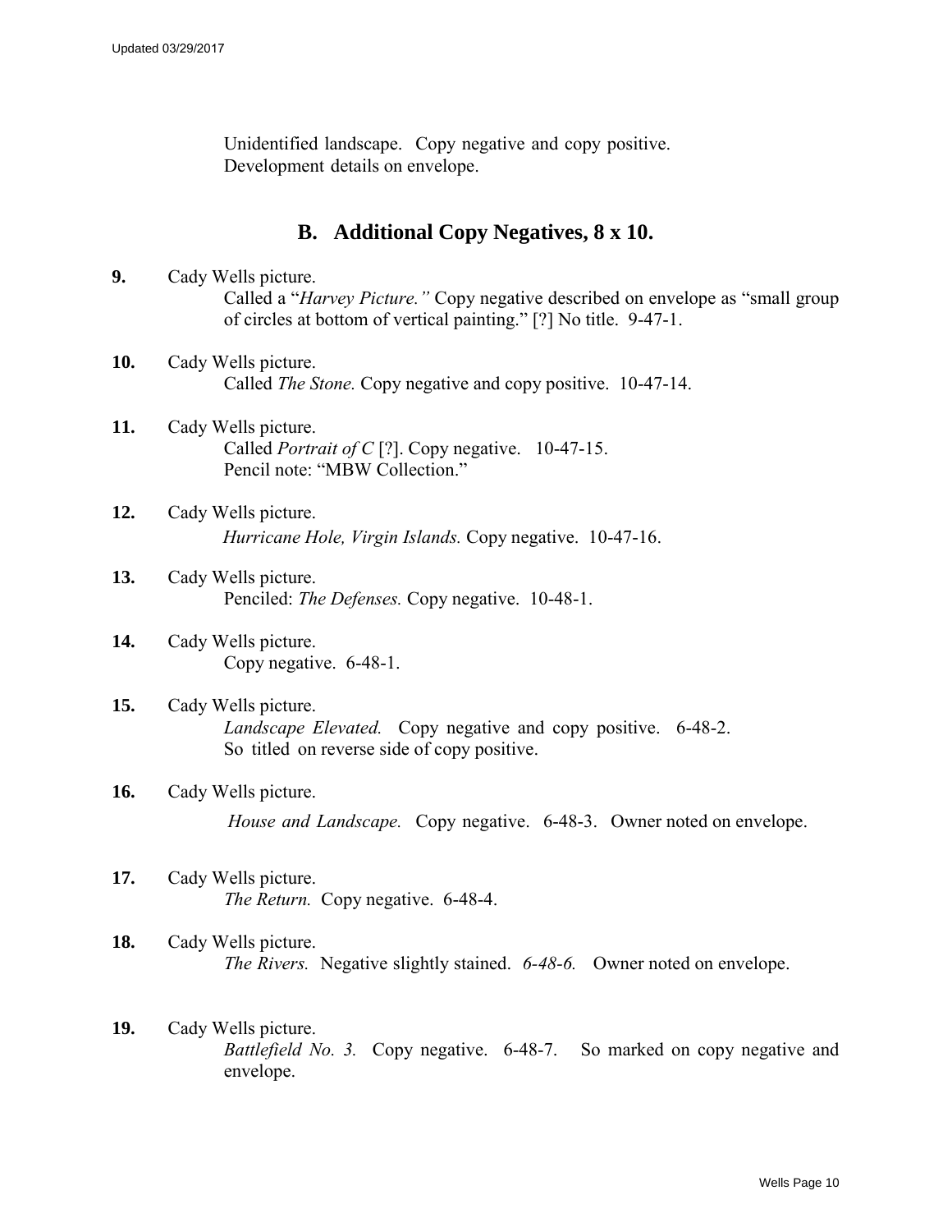Unidentified landscape. Copy negative and copy positive. Development details on envelope.

## B. Additional Copy Negatives, 8 x 10.

**9.** Cady Wells picture.
Called a "*Harvey Picture."* Copy negative described on envelope as "small group of circles at bottom of vertical painting." [?] No title. 9-47-1.

**10.** Cady Wells picture.
Called *The Stone.* Copy negative and copy positive. 10-47-14.

**11.** Cady Wells picture.
Called *Portrait of C* [?]. Copy negative. 10-47-15.
Pencil note: "MBW Collection."

**12.** Cady Wells picture.
*Hurricane Hole, Virgin Islands.* Copy negative. 10-47-16.

**13.** Cady Wells picture.
Penciled: *The Defenses.* Copy negative. 10-48-1.

**14.** Cady Wells picture.
Copy negative. 6-48-1.

**15.** Cady Wells picture.
*Landscape Elevated.* Copy negative and copy positive. 6-48-2.
So titled on reverse side of copy positive.

**16.** Cady Wells picture.
*House and Landscape.* Copy negative. 6-48-3. Owner noted on envelope.

**17.** Cady Wells picture.
*The Return.* Copy negative. 6-48-4.

**18.** Cady Wells picture.
*The Rivers.* Negative slightly stained. *6-48-6.* Owner noted on envelope.

**19.** Cady Wells picture.
*Battlefield No. 3.* Copy negative. 6-48-7. So marked on copy negative and envelope.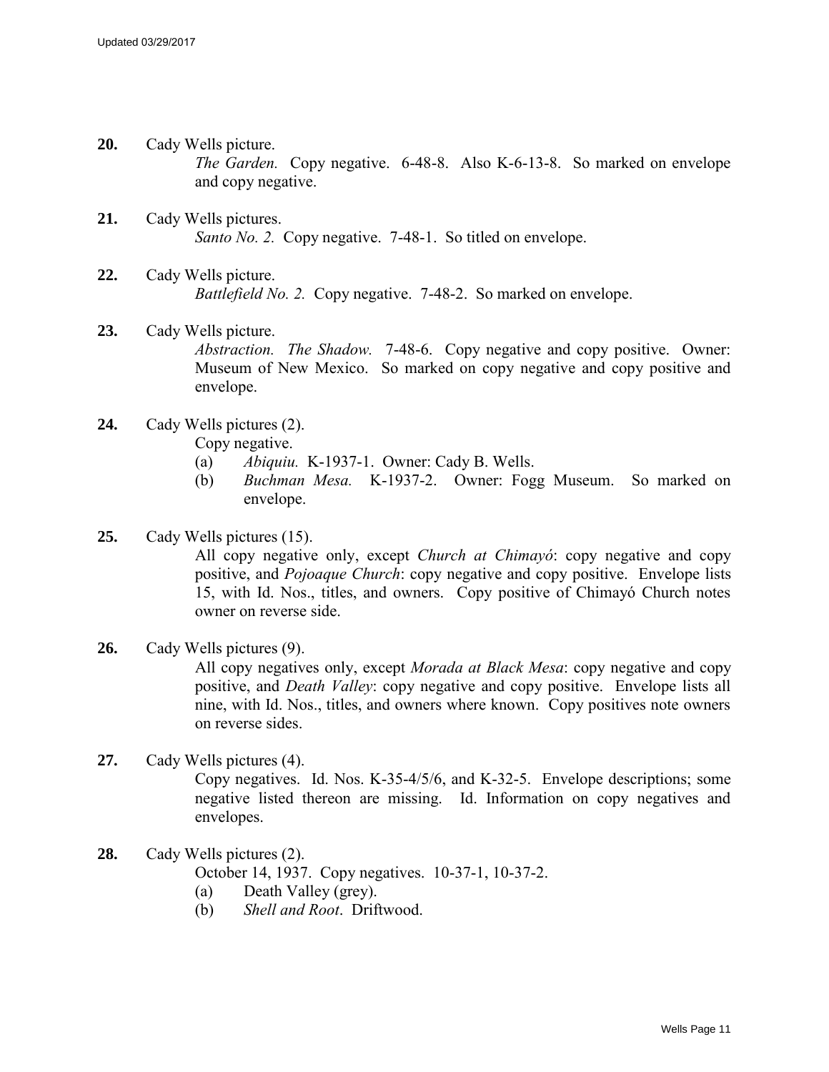**20.** Cady Wells picture.
*The Garden.* Copy negative. 6-48-8. Also K-6-13-8. So marked on envelope and copy negative.

**21.** Cady Wells pictures.
*Santo No. 2.* Copy negative. 7-48-1. So titled on envelope.

**22.** Cady Wells picture.
*Battlefield No. 2.* Copy negative. 7-48-2. So marked on envelope.

**23.** Cady Wells picture.
*Abstraction. The Shadow.* 7-48-6. Copy negative and copy positive. Owner: Museum of New Mexico. So marked on copy negative and copy positive and envelope.

**24.** Cady Wells pictures (2).
Copy negative.
- (a) *Abiquiu.* K-1937-1. Owner: Cady B. Wells.
- (b) *Buchman Mesa.* K-1937-2. Owner: Fogg Museum. So marked on envelope.

**25.** Cady Wells pictures (15).
All copy negative only, except *Church at Chimayó*: copy negative and copy positive, and *Pojoaque Church*: copy negative and copy positive. Envelope lists 15, with Id. Nos., titles, and owners. Copy positive of Chimayó Church notes owner on reverse side.

**26.** Cady Wells pictures (9).
All copy negatives only, except *Morada at Black Mesa*: copy negative and copy positive, and *Death Valley*: copy negative and copy positive. Envelope lists all nine, with Id. Nos., titles, and owners where known. Copy positives note owners on reverse sides.

**27.** Cady Wells pictures (4).
Copy negatives. Id. Nos. K-35-4/5/6, and K-32-5. Envelope descriptions; some negative listed thereon are missing. Id. Information on copy negatives and envelopes.

**28.** Cady Wells pictures (2).
October 14, 1937. Copy negatives. 10-37-1, 10-37-2.
- (a) Death Valley (grey).
- (b) *Shell and Root*. Driftwood.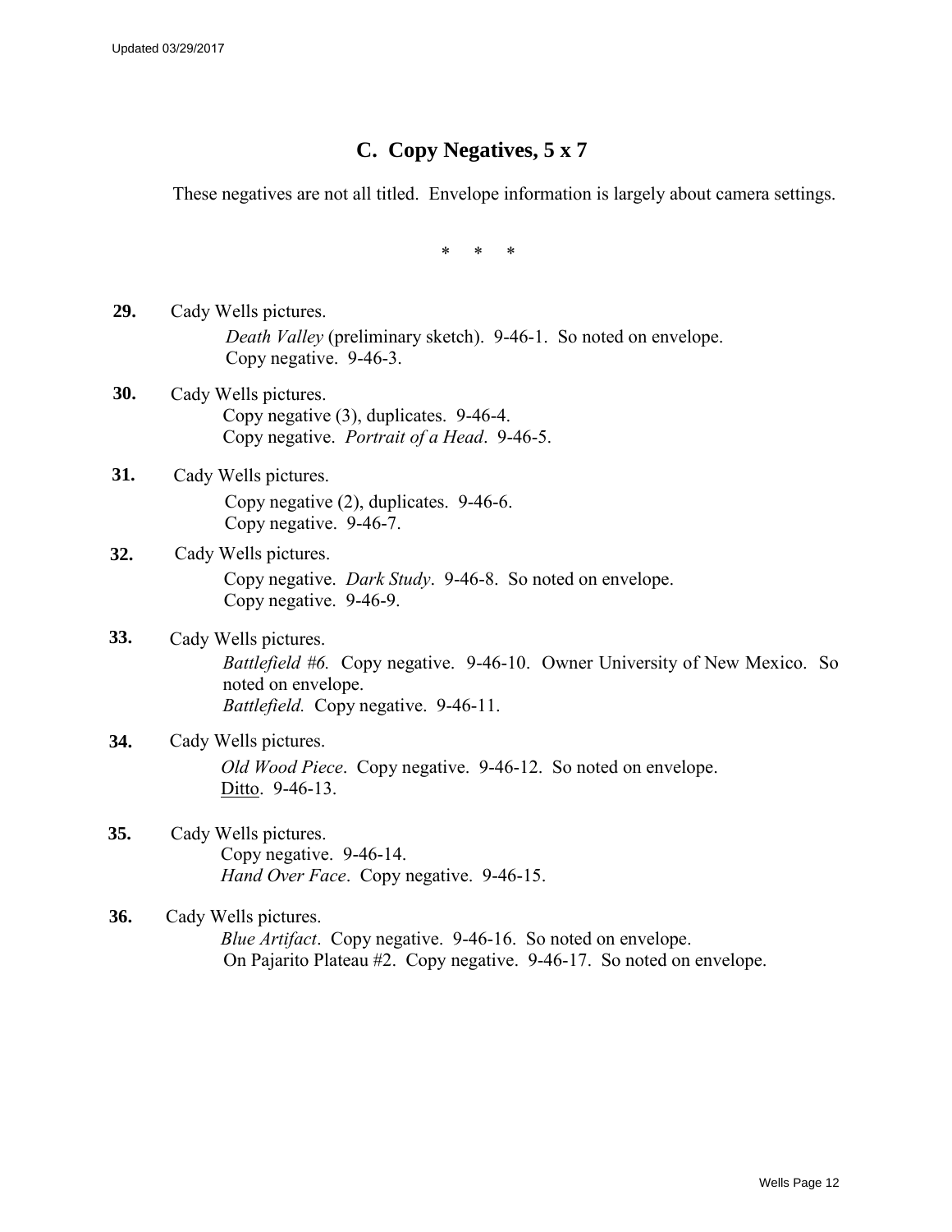## C. Copy Negatives, 5 x 7

These negatives are not all titled. Envelope information is largely about camera settings.

\* \* \*

**29.** Cady Wells pictures.
*Death Valley* (preliminary sketch). 9-46-1. So noted on envelope.
Copy negative. 9-46-3.

**30.** Cady Wells pictures.
Copy negative (3), duplicates. 9-46-4.
Copy negative. *Portrait of a Head*. 9-46-5.

**31.** Cady Wells pictures.
Copy negative (2), duplicates. 9-46-6.
Copy negative. 9-46-7.

**32.** Cady Wells pictures.
Copy negative. *Dark Study*. 9-46-8. So noted on envelope.
Copy negative. 9-46-9.

**33.** Cady Wells pictures.
*Battlefield #6.* Copy negative. 9-46-10. Owner University of New Mexico. So noted on envelope.
*Battlefield.* Copy negative. 9-46-11.

**34.** Cady Wells pictures.
*Old Wood Piece*. Copy negative. 9-46-12. So noted on envelope.
<u>Ditto</u>. 9-46-13.

**35.** Cady Wells pictures.
Copy negative. 9-46-14.
*Hand Over Face*. Copy negative. 9-46-15.

**36.** Cady Wells pictures.
*Blue Artifact*. Copy negative. 9-46-16. So noted on envelope.
On Pajarito Plateau #2. Copy negative. 9-46-17. So noted on envelope.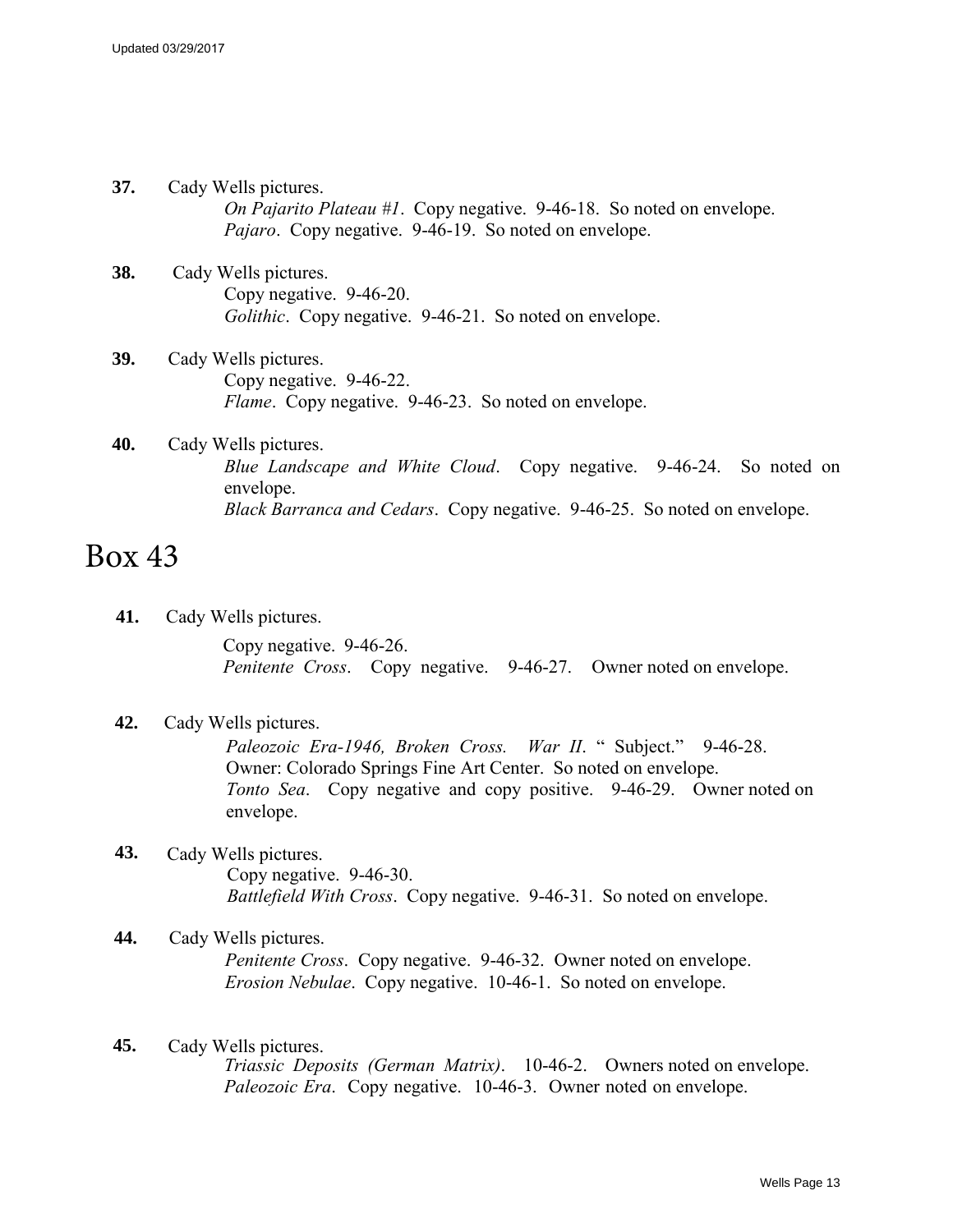**37.** Cady Wells pictures.

*On Pajarito Plateau #1*. Copy negative. 9-46-18. So noted on envelope.
*Pajaro*. Copy negative. 9-46-19. So noted on envelope.

**38.** Cady Wells pictures.

Copy negative. 9-46-20.
*Golithic*. Copy negative. 9-46-21. So noted on envelope.

**39.** Cady Wells pictures.

Copy negative. 9-46-22.
*Flame*. Copy negative. 9-46-23. So noted on envelope.

**40.** Cady Wells pictures.

*Blue Landscape and White Cloud*. Copy negative. 9-46-24. So noted on envelope.
*Black Barranca and Cedars*. Copy negative. 9-46-25. So noted on envelope.

# Box 43

**41.** Cady Wells pictures.

Copy negative. 9-46-26.
*Penitente Cross*. Copy negative. 9-46-27. Owner noted on envelope.

**42.** Cady Wells pictures.

*Paleozoic Era-1946, Broken Cross. War II*. " Subject." 9-46-28. Owner: Colorado Springs Fine Art Center. So noted on envelope.
*Tonto Sea*. Copy negative and copy positive. 9-46-29. Owner noted on envelope.

**43.** Cady Wells pictures.

Copy negative. 9-46-30.
*Battlefield With Cross*. Copy negative. 9-46-31. So noted on envelope.

**44.** Cady Wells pictures.

*Penitente Cross*. Copy negative. 9-46-32. Owner noted on envelope.
*Erosion Nebulae*. Copy negative. 10-46-1. So noted on envelope.

**45.** Cady Wells pictures.

*Triassic Deposits (German Matrix)*. 10-46-2. Owners noted on envelope.
*Paleozoic Era*. Copy negative. 10-46-3. Owner noted on envelope.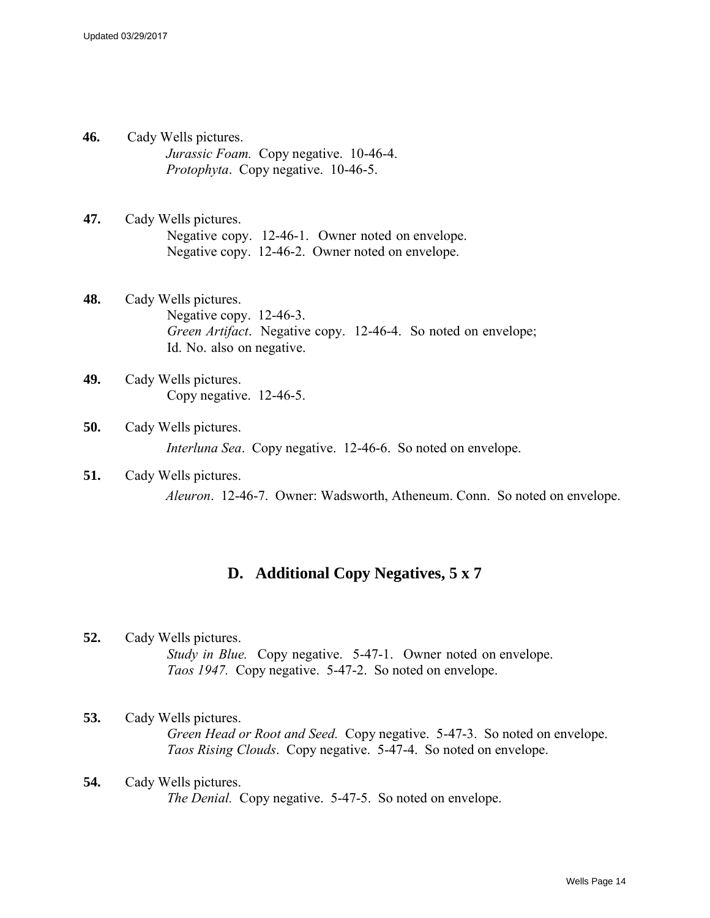**46.** Cady Wells pictures.

*Jurassic Foam.* Copy negative. 10-46-4.
*Protophyta*. Copy negative. 10-46-5.

**47.** Cady Wells pictures.

Negative copy. 12-46-1. Owner noted on envelope.
Negative copy. 12-46-2. Owner noted on envelope.

**48.** Cady Wells pictures.

Negative copy. 12-46-3.
*Green Artifact*. Negative copy. 12-46-4. So noted on envelope; Id. No. also on negative.

**49.** Cady Wells pictures.

Copy negative. 12-46-5.

**50.** Cady Wells pictures.

*Interluna Sea*. Copy negative. 12-46-6. So noted on envelope.

**51.** Cady Wells pictures.

*Aleuron*. 12-46-7. Owner: Wadsworth, Atheneum. Conn. So noted on envelope.

## D. Additional Copy Negatives, 5 x 7

**52.** Cady Wells pictures.

*Study in Blue.* Copy negative. 5-47-1. Owner noted on envelope.
*Taos 1947.* Copy negative. 5-47-2. So noted on envelope.

**53.** Cady Wells pictures.

*Green Head or Root and Seed.* Copy negative. 5-47-3. So noted on envelope.
*Taos Rising Clouds*. Copy negative. 5-47-4. So noted on envelope.

**54.** Cady Wells pictures.

*The Denial.* Copy negative. 5-47-5. So noted on envelope.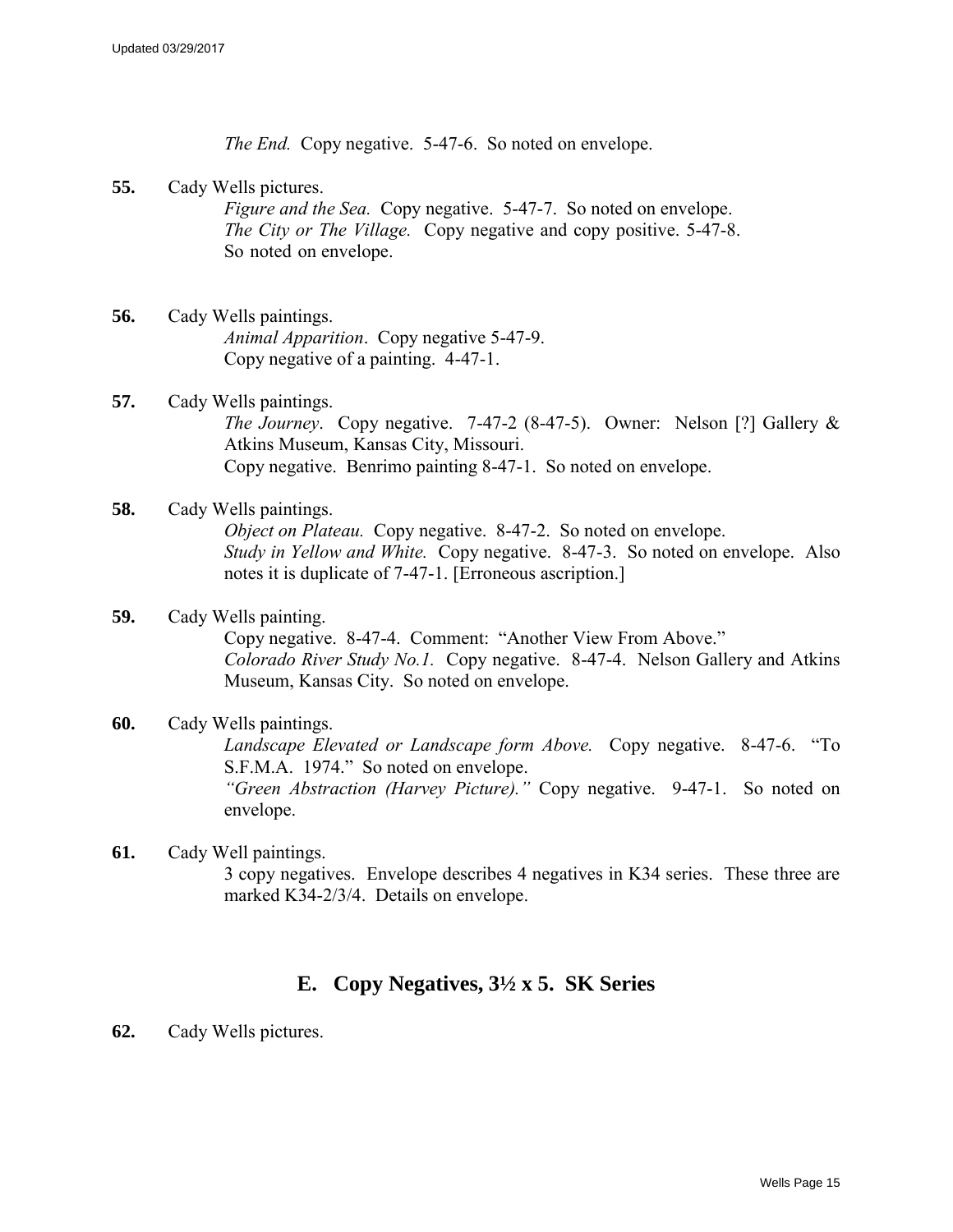*The End.* Copy negative. 5-47-6. So noted on envelope.

**55.** Cady Wells pictures.

*Figure and the Sea.* Copy negative. 5-47-7. So noted on envelope.
*The City or The Village.* Copy negative and copy positive. 5-47-8. So noted on envelope.

**56.** Cady Wells paintings.

*Animal Apparition*. Copy negative 5-47-9.
Copy negative of a painting. 4-47-1.

**57.** Cady Wells paintings.

*The Journey*. Copy negative. 7-47-2 (8-47-5). Owner: Nelson [?] Gallery & Atkins Museum, Kansas City, Missouri.
Copy negative. Benrimo painting 8-47-1. So noted on envelope.

**58.** Cady Wells paintings.

*Object on Plateau.* Copy negative. 8-47-2. So noted on envelope.
*Study in Yellow and White.* Copy negative. 8-47-3. So noted on envelope. Also notes it is duplicate of 7-47-1. [Erroneous ascription.]

**59.** Cady Wells painting.

Copy negative. 8-47-4. Comment: "Another View From Above."
*Colorado River Study No.1.* Copy negative. 8-47-4. Nelson Gallery and Atkins Museum, Kansas City. So noted on envelope.

**60.** Cady Wells paintings.

*Landscape Elevated or Landscape form Above.* Copy negative. 8-47-6. "To S.F.M.A. 1974." So noted on envelope.
*"Green Abstraction (Harvey Picture)."* Copy negative. 9-47-1. So noted on envelope.

**61.** Cady Well paintings.

3 copy negatives. Envelope describes 4 negatives in K34 series. These three are marked K34-2/3/4. Details on envelope.

## E. Copy Negatives, 3½ x 5. SK Series

**62.** Cady Wells pictures.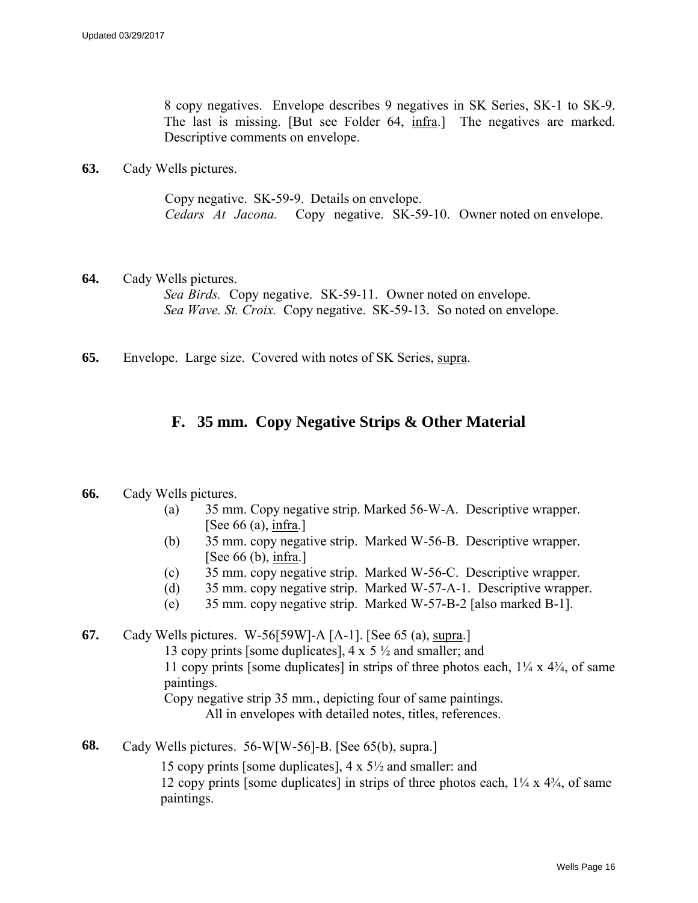8 copy negatives. Envelope describes 9 negatives in SK Series, SK-1 to SK-9. The last is missing. [But see Folder 64, infra.] The negatives are marked. Descriptive comments on envelope.

**63.** Cady Wells pictures.

Copy negative. SK-59-9. Details on envelope.
*Cedars At Jacona.* Copy negative. SK-59-10. Owner noted on envelope.

**64.** Cady Wells pictures.
*Sea Birds.* Copy negative. SK-59-11. Owner noted on envelope.
*Sea Wave. St. Croix.* Copy negative. SK-59-13. So noted on envelope.

**65.** Envelope. Large size. Covered with notes of SK Series, supra.

## F. 35 mm. Copy Negative Strips & Other Material

**66.** Cady Wells pictures.

(a) 35 mm. Copy negative strip. Marked 56-W-A. Descriptive wrapper. [See 66 (a), infra.]
(b) 35 mm. copy negative strip. Marked W-56-B. Descriptive wrapper. [See 66 (b), infra.]
(c) 35 mm. copy negative strip. Marked W-56-C. Descriptive wrapper.
(d) 35 mm. copy negative strip. Marked W-57-A-1. Descriptive wrapper.
(e) 35 mm. copy negative strip. Marked W-57-B-2 [also marked B-1].

**67.** Cady Wells pictures. W-56[59W]-A [A-1]. [See 65 (a), supra.]
13 copy prints [some duplicates], 4 x 5 ½ and smaller; and
11 copy prints [some duplicates] in strips of three photos each, 1¼ x 4¾, of same paintings.
Copy negative strip 35 mm., depicting four of same paintings.
All in envelopes with detailed notes, titles, references.

**68.** Cady Wells pictures. 56-W[W-56]-B. [See 65(b), supra.]

15 copy prints [some duplicates], 4 x 5½ and smaller: and
12 copy prints [some duplicates] in strips of three photos each, 1¼ x 4¾, of same paintings.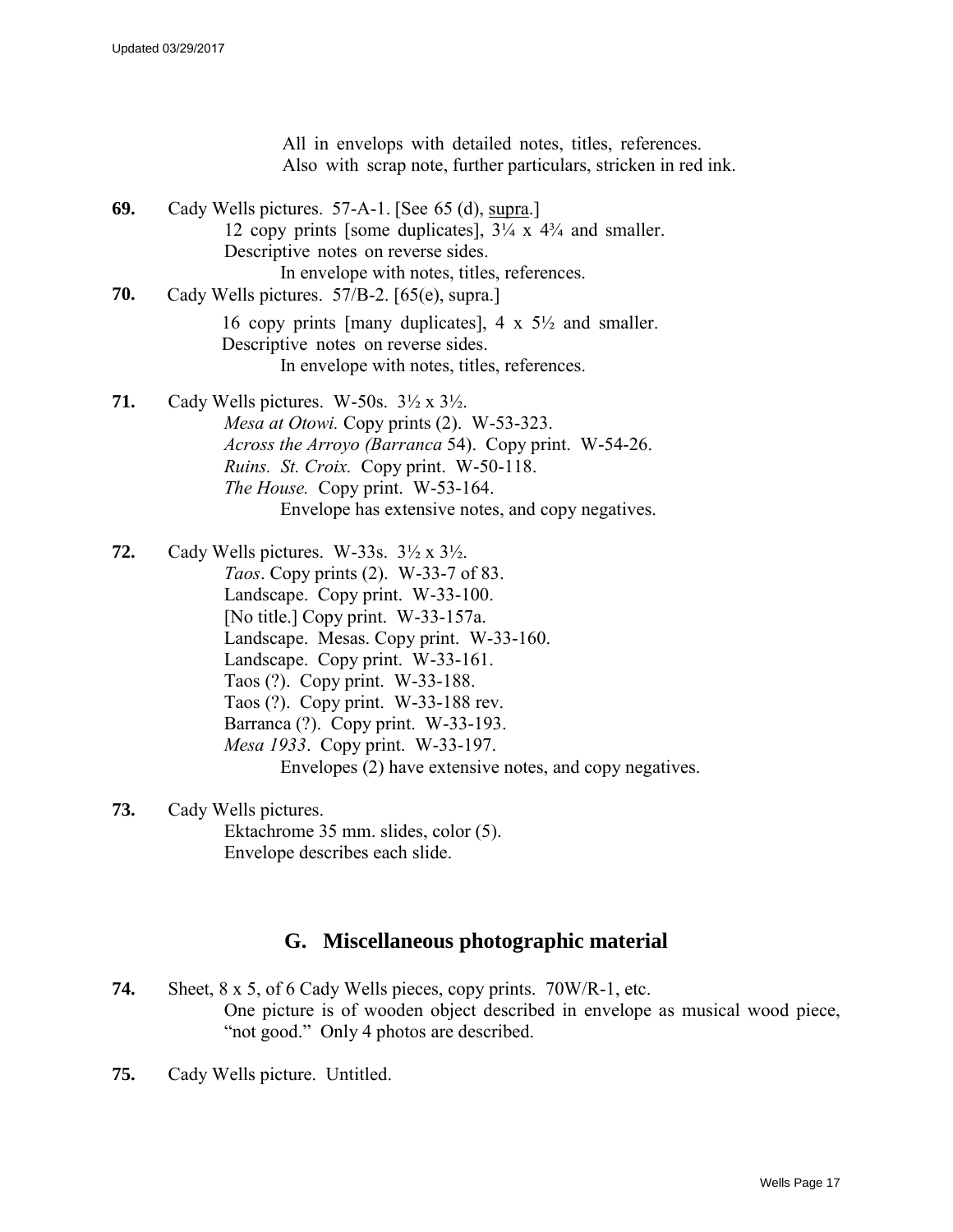All in envelops with detailed notes, titles, references.
Also with scrap note, further particulars, stricken in red ink.

**69.** Cady Wells pictures. 57-A-1. [See 65 (d), supra.]
12 copy prints [some duplicates], 3¼ x 4¾ and smaller.
Descriptive notes on reverse sides.
In envelope with notes, titles, references.

**70.** Cady Wells pictures. 57/B-2. [65(e), supra.]
16 copy prints [many duplicates], 4 x 5½ and smaller.
Descriptive notes on reverse sides.
In envelope with notes, titles, references.

**71.** Cady Wells pictures. W-50s. 3½ x 3½.
*Mesa at Otowi.* Copy prints (2). W-53-323.
*Across the Arroyo (Barranca* 54). Copy print. W-54-26.
*Ruins. St. Croix.* Copy print. W-50-118.
*The House.* Copy print. W-53-164.
Envelope has extensive notes, and copy negatives.

**72.** Cady Wells pictures. W-33s. 3½ x 3½.
*Taos*. Copy prints (2). W-33-7 of 83.
Landscape. Copy print. W-33-100.
[No title.] Copy print. W-33-157a.
Landscape. Mesas. Copy print. W-33-160.
Landscape. Copy print. W-33-161.
Taos (?). Copy print. W-33-188.
Taos (?). Copy print. W-33-188 rev.
Barranca (?). Copy print. W-33-193.
*Mesa 1933*. Copy print. W-33-197.
Envelopes (2) have extensive notes, and copy negatives.

**73.** Cady Wells pictures.
Ektachrome 35 mm. slides, color (5).
Envelope describes each slide.

## G. Miscellaneous photographic material

**74.** Sheet, 8 x 5, of 6 Cady Wells pieces, copy prints. 70W/R-1, etc.
One picture is of wooden object described in envelope as musical wood piece, "not good." Only 4 photos are described.

**75.** Cady Wells picture. Untitled.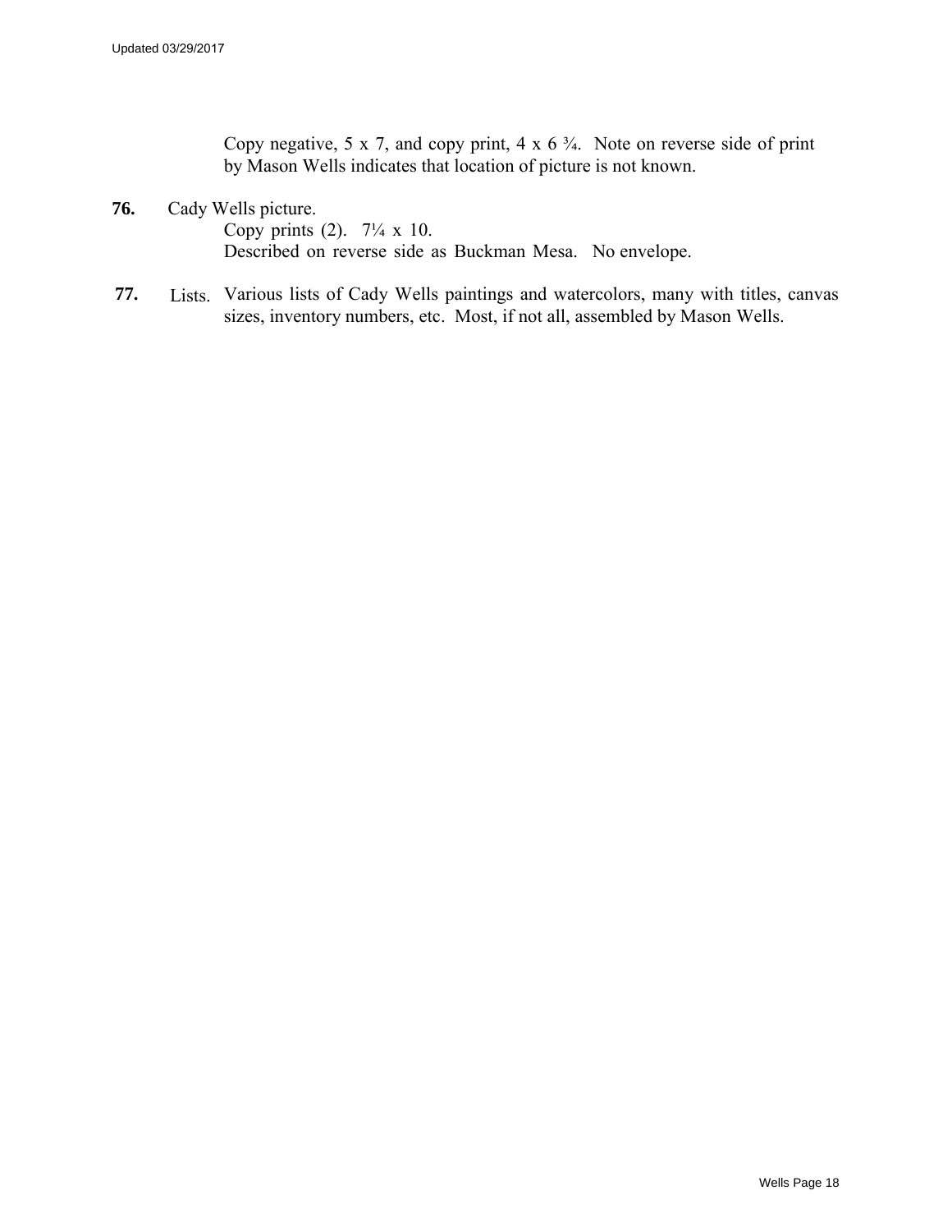Copy negative, 5 x 7, and copy print, 4 x 6 ¾. Note on reverse side of print by Mason Wells indicates that location of picture is not known.

**76.** Cady Wells picture.
Copy prints (2). 7¼ x 10.
Described on reverse side as Buckman Mesa. No envelope.

**77.** Lists. Various lists of Cady Wells paintings and watercolors, many with titles, canvas sizes, inventory numbers, etc. Most, if not all, assembled by Mason Wells.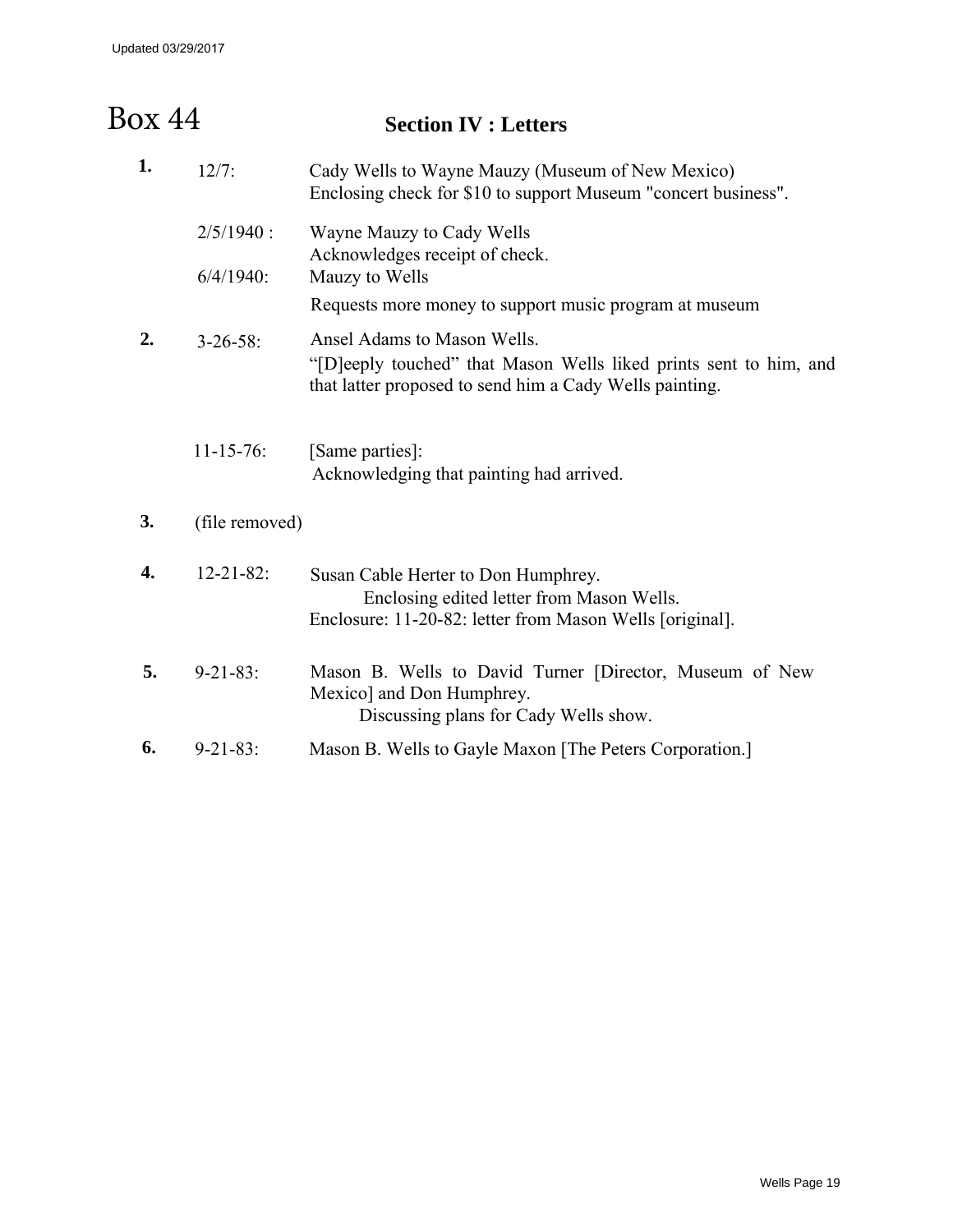# Box 44

## Section IV : Letters

**1.** 12/7: Cady Wells to Wayne Mauzy (Museum of New Mexico)
Enclosing check for $10 to support Museum "concert business".

2/5/1940 : Wayne Mauzy to Cady Wells
Acknowledges receipt of check.

6/4/1940: Mauzy to Wells
Requests more money to support music program at museum

**2.** 3-26-58: Ansel Adams to Mason Wells.
"[D]eeply touched" that Mason Wells liked prints sent to him, and that latter proposed to send him a Cady Wells painting.

11-15-76: [Same parties]:
Acknowledging that painting had arrived.

**3.** (file removed)

**4.** 12-21-82: Susan Cable Herter to Don Humphrey.
Enclosing edited letter from Mason Wells.
Enclosure: 11-20-82: letter from Mason Wells [original].

**5.** 9-21-83: Mason B. Wells to David Turner [Director, Museum of New Mexico] and Don Humphrey.
Discussing plans for Cady Wells show.

**6.** 9-21-83: Mason B. Wells to Gayle Maxon [The Peters Corporation.]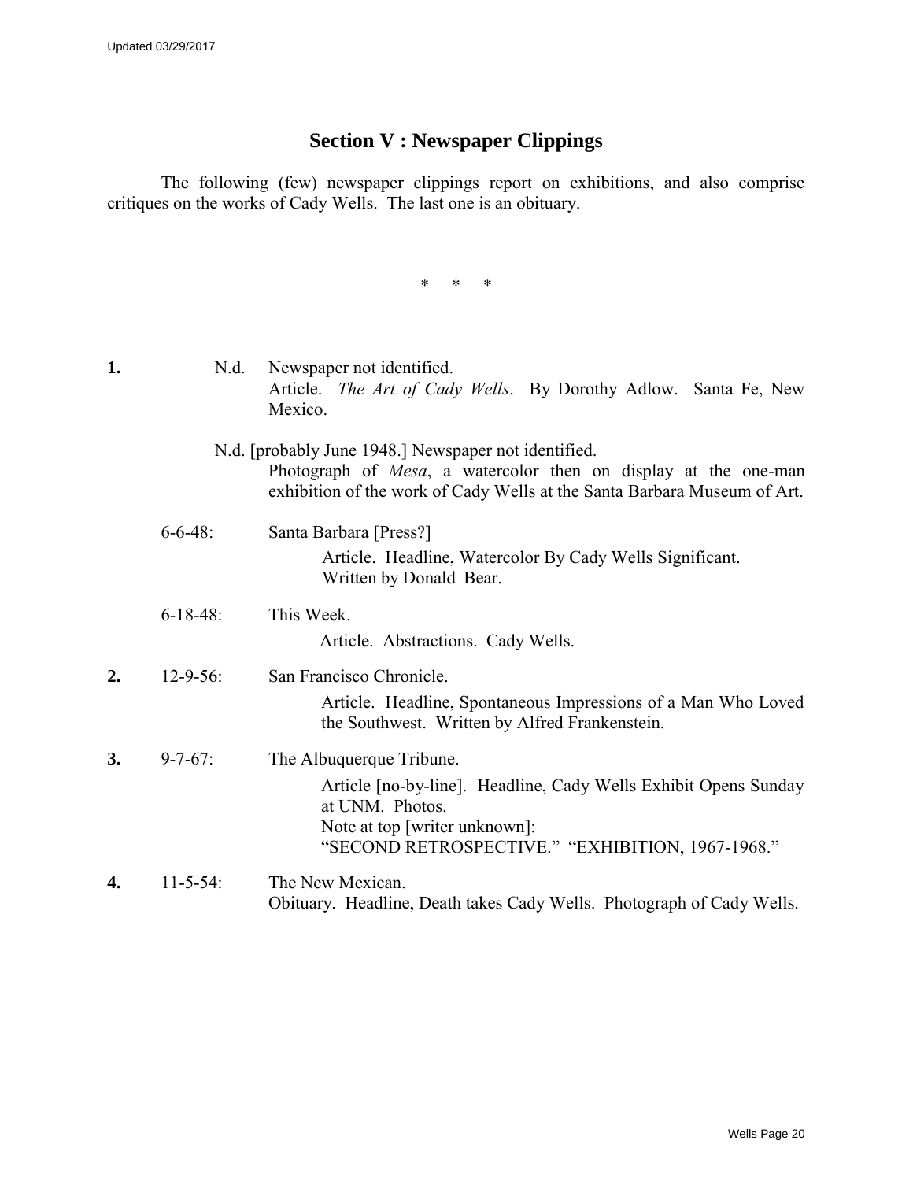## Section V : Newspaper Clippings

The following (few) newspaper clippings report on exhibitions, and also comprise critiques on the works of Cady Wells. The last one is an obituary.

\* \* \*

**1.** N.d. Newspaper not identified.
Article. *The Art of Cady Wells*. By Dorothy Adlow. Santa Fe, New Mexico.

N.d. [probably June 1948.] Newspaper not identified.
Photograph of *Mesa*, a watercolor then on display at the one-man exhibition of the work of Cady Wells at the Santa Barbara Museum of Art.

6-6-48: Santa Barbara [Press?]
Article. Headline, Watercolor By Cady Wells Significant. Written by Donald Bear.

6-18-48: This Week.
Article. Abstractions. Cady Wells.

**2.** 12-9-56: San Francisco Chronicle.
Article. Headline, Spontaneous Impressions of a Man Who Loved the Southwest. Written by Alfred Frankenstein.

**3.** 9-7-67: The Albuquerque Tribune.
Article [no-by-line]. Headline, Cady Wells Exhibit Opens Sunday at UNM. Photos.
Note at top [writer unknown]:
"SECOND RETROSPECTIVE." "EXHIBITION, 1967-1968."

**4.** 11-5-54: The New Mexican.
Obituary. Headline, Death takes Cady Wells. Photograph of Cady Wells.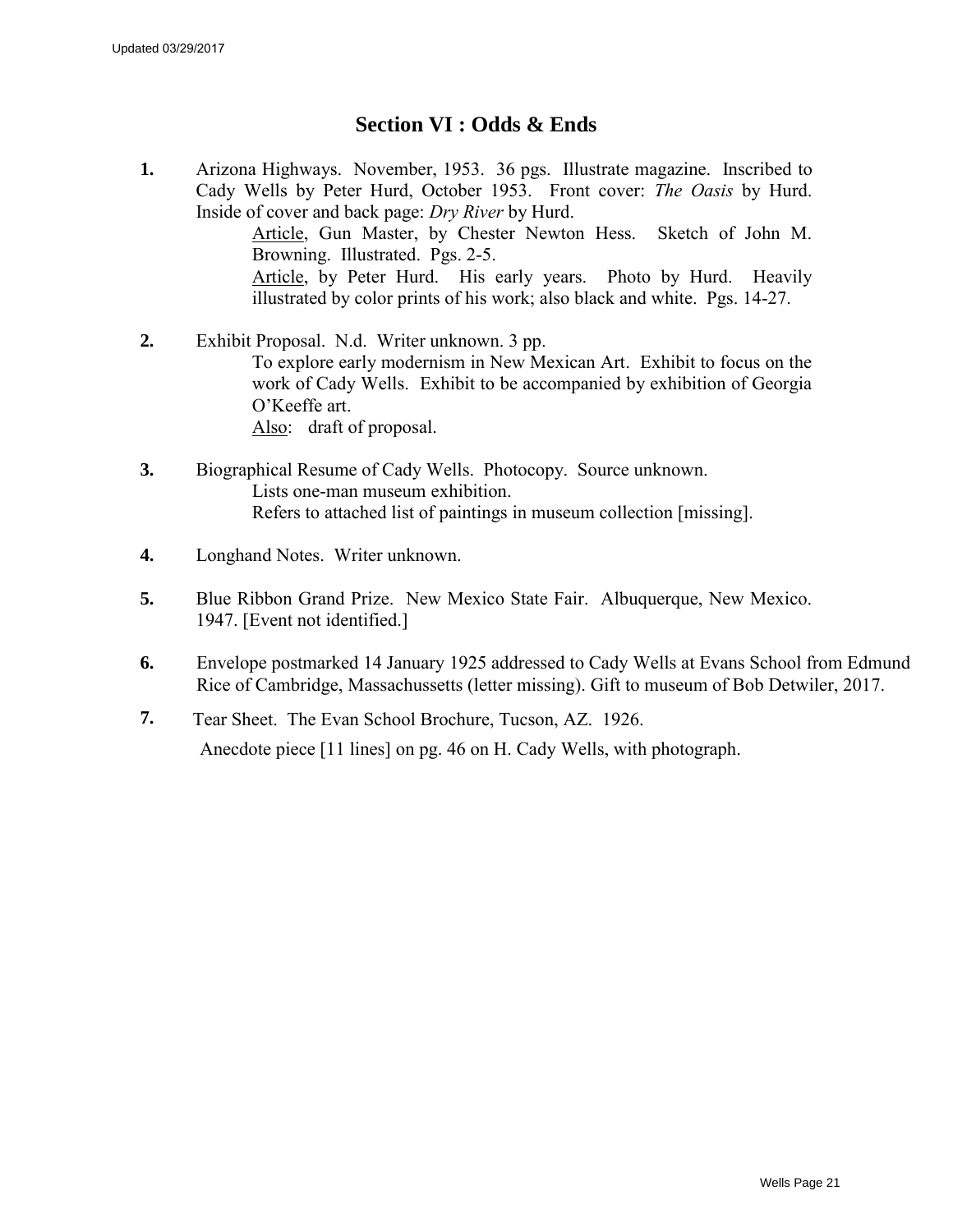## Section VI : Odds & Ends

**1.** Arizona Highways. November, 1953. 36 pgs. Illustrate magazine. Inscribed to Cady Wells by Peter Hurd, October 1953. Front cover: *The Oasis* by Hurd. Inside of cover and back page: *Dry River* by Hurd.

> Article, Gun Master, by Chester Newton Hess. Sketch of John M. Browning. Illustrated. Pgs. 2-5.
>
> Article, by Peter Hurd. His early years. Photo by Hurd. Heavily illustrated by color prints of his work; also black and white. Pgs. 14-27.

**2.** Exhibit Proposal. N.d. Writer unknown. 3 pp.

> To explore early modernism in New Mexican Art. Exhibit to focus on the work of Cady Wells. Exhibit to be accompanied by exhibition of Georgia O'Keeffe art.
>
> Also: draft of proposal.

**3.** Biographical Resume of Cady Wells. Photocopy. Source unknown.

> Lists one-man museum exhibition.
>
> Refers to attached list of paintings in museum collection [missing].

**4.** Longhand Notes. Writer unknown.

**5.** Blue Ribbon Grand Prize. New Mexico State Fair. Albuquerque, New Mexico. 1947. [Event not identified.]

**6.** Envelope postmarked 14 January 1925 addressed to Cady Wells at Evans School from Edmund Rice of Cambridge, Massachussetts (letter missing). Gift to museum of Bob Detwiler, 2017.

**7.** Tear Sheet. The Evan School Brochure, Tucson, AZ. 1926.

> Anecdote piece [11 lines] on pg. 46 on H. Cady Wells, with photograph.